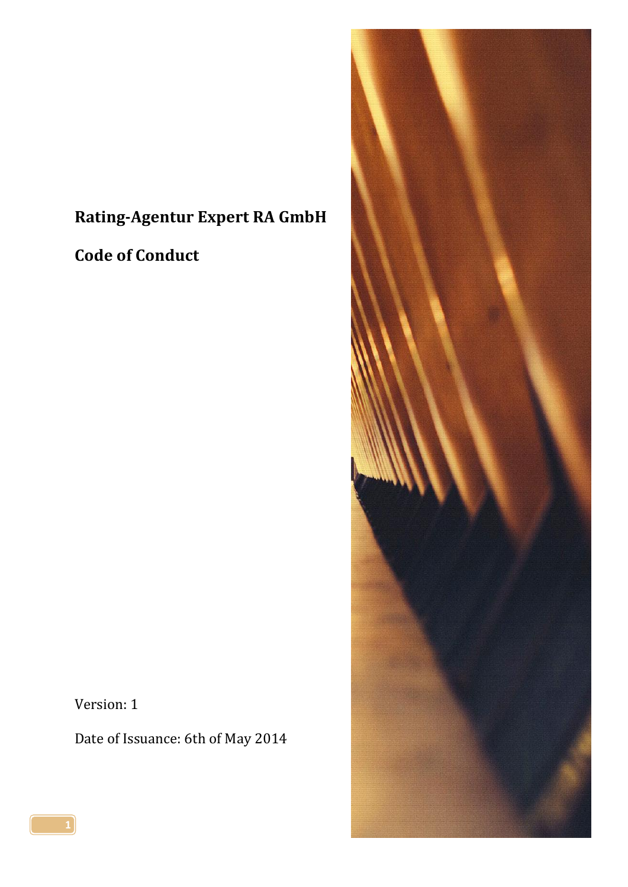# Rating-Agentur Expert RA GmbH

## Code of Conduct

Version: 1

Date of Issuance: 6th of May 2014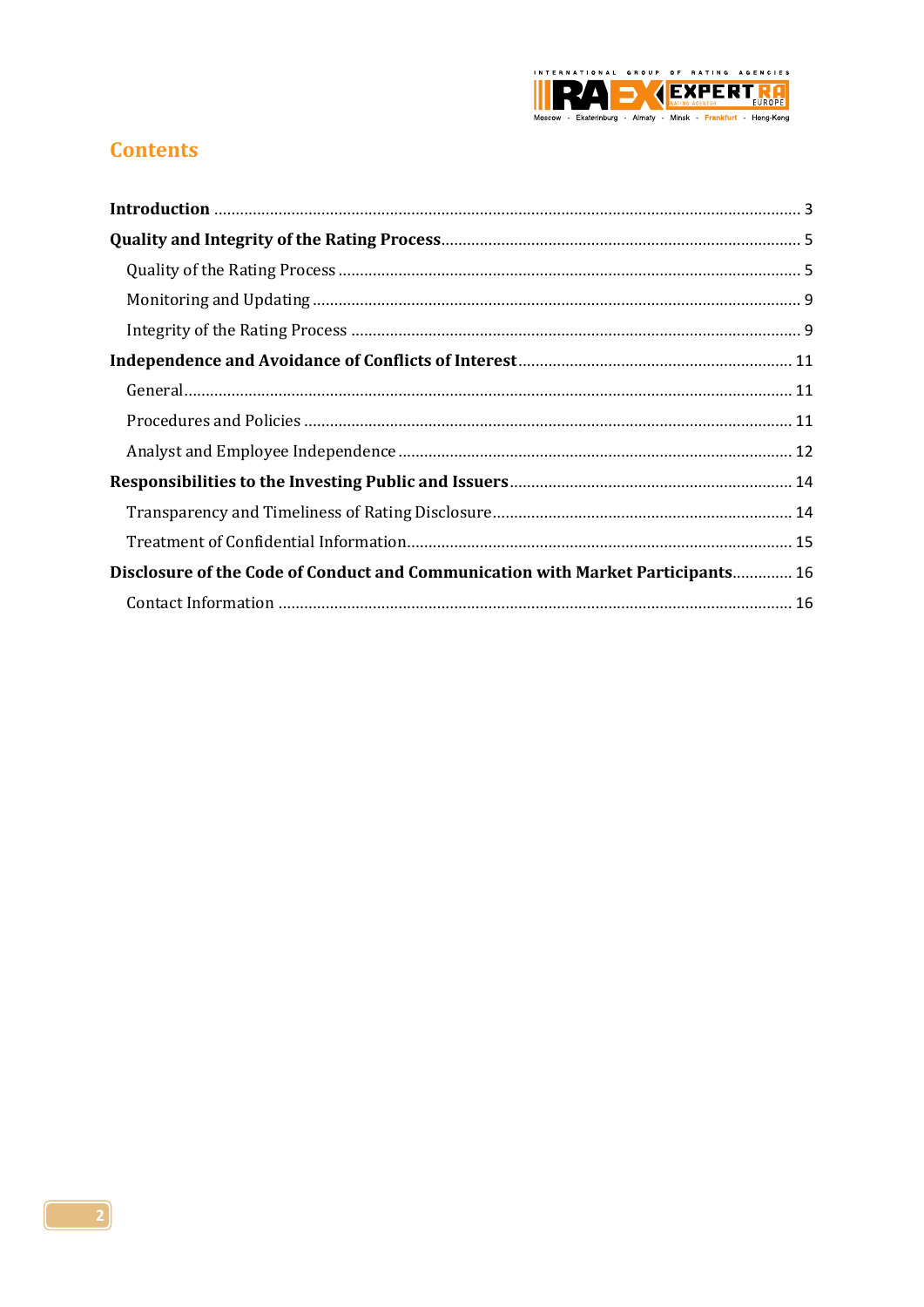# Contents

**Introduction** .......... 3

**Quality and Integrity of the Rating Process** .......... 5

Quality of the Rating Process .......... 5

Monitoring and Updating .......... 9

Integrity of the Rating Process .......... 9

**Independence and Avoidance of Conflicts of Interest** .......... 11

General .......... 11

Procedures and Policies .......... 11

Analyst and Employee Independence .......... 12

**Responsibilities to the Investing Public and Issuers** .......... 14

Transparency and Timeliness of Rating Disclosure .......... 14

Treatment of Confidential Information .......... 15

**Disclosure of the Code of Conduct and Communication with Market Participants** .......... 16

Contact Information .......... 16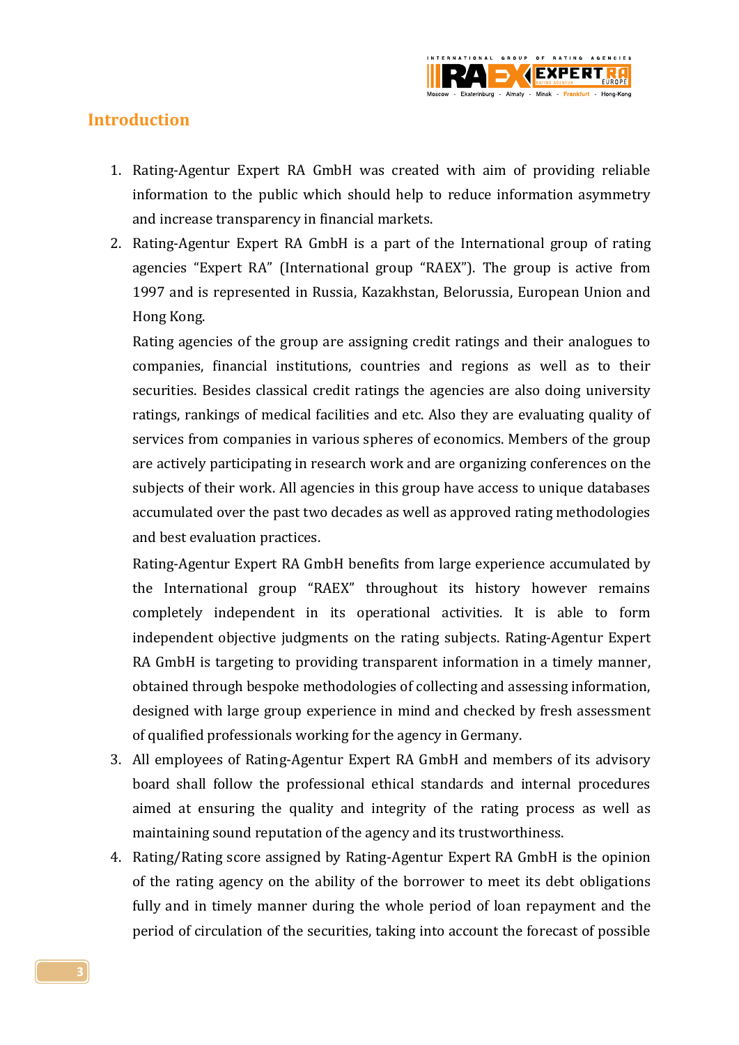## Introduction

1. Rating-Agentur Expert RA GmbH was created with aim of providing reliable information to the public which should help to reduce information asymmetry and increase transparency in financial markets.
2. Rating-Agentur Expert RA GmbH is a part of the International group of rating agencies "Expert RA" (International group "RAEX"). The group is active from 1997 and is represented in Russia, Kazakhstan, Belorussia, European Union and Hong Kong.

   Rating agencies of the group are assigning credit ratings and their analogues to companies, financial institutions, countries and regions as well as to their securities. Besides classical credit ratings the agencies are also doing university ratings, rankings of medical facilities and etc. Also they are evaluating quality of services from companies in various spheres of economics. Members of the group are actively participating in research work and are organizing conferences on the subjects of their work. All agencies in this group have access to unique databases accumulated over the past two decades as well as approved rating methodologies and best evaluation practices.

   Rating-Agentur Expert RA GmbH benefits from large experience accumulated by the International group "RAEX" throughout its history however remains completely independent in its operational activities. It is able to form independent objective judgments on the rating subjects. Rating-Agentur Expert RA GmbH is targeting to providing transparent information in a timely manner, obtained through bespoke methodologies of collecting and assessing information, designed with large group experience in mind and checked by fresh assessment of qualified professionals working for the agency in Germany.
3. All employees of Rating-Agentur Expert RA GmbH and members of its advisory board shall follow the professional ethical standards and internal procedures aimed at ensuring the quality and integrity of the rating process as well as maintaining sound reputation of the agency and its trustworthiness.
4. Rating/Rating score assigned by Rating-Agentur Expert RA GmbH is the opinion of the rating agency on the ability of the borrower to meet its debt obligations fully and in timely manner during the whole period of loan repayment and the period of circulation of the securities, taking into account the forecast of possible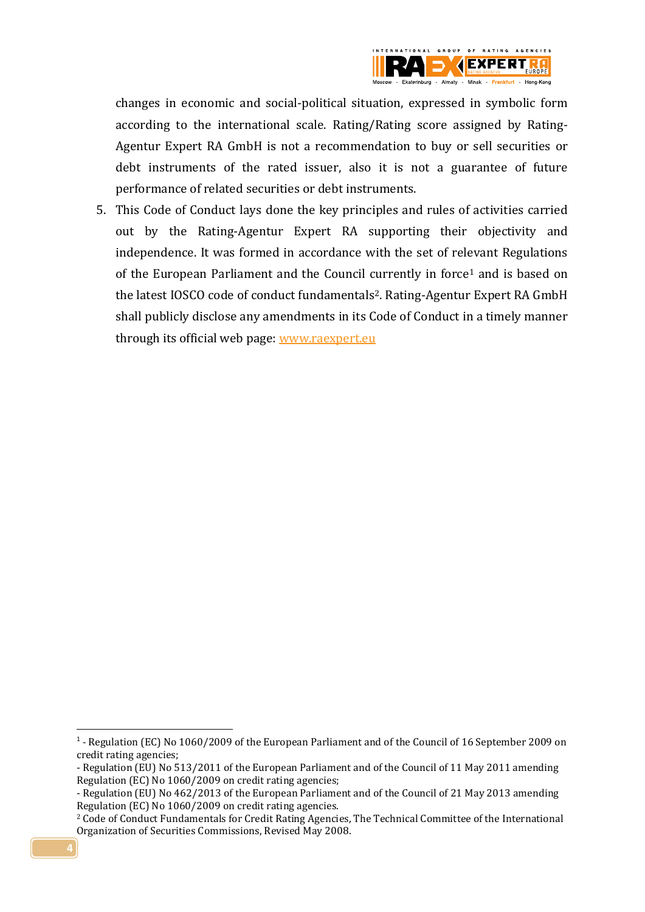changes in economic and social-political situation, expressed in symbolic form according to the international scale. Rating/Rating score assigned by Rating-Agentur Expert RA GmbH is not a recommendation to buy or sell securities or debt instruments of the rated issuer, also it is not a guarantee of future performance of related securities or debt instruments.

5. This Code of Conduct lays done the key principles and rules of activities carried out by the Rating-Agentur Expert RA supporting their objectivity and independence. It was formed in accordance with the set of relevant Regulations of the European Parliament and the Council currently in force[1] and is based on the latest IOSCO code of conduct fundamentals[2]. Rating-Agentur Expert RA GmbH shall publicly disclose any amendments in its Code of Conduct in a timely manner through its official web page: [www.raexpert.eu](http://www.raexpert.eu)

---

[1] - Regulation (EC) No 1060/2009 of the European Parliament and of the Council of 16 September 2009 on credit rating agencies;
- Regulation (EU) No 513/2011 of the European Parliament and of the Council of 11 May 2011 amending Regulation (EC) No 1060/2009 on credit rating agencies;
- Regulation (EU) No 462/2013 of the European Parliament and of the Council of 21 May 2013 amending Regulation (EC) No 1060/2009 on credit rating agencies.

[2] Code of Conduct Fundamentals for Credit Rating Agencies, The Technical Committee of the International Organization of Securities Commissions, Revised May 2008.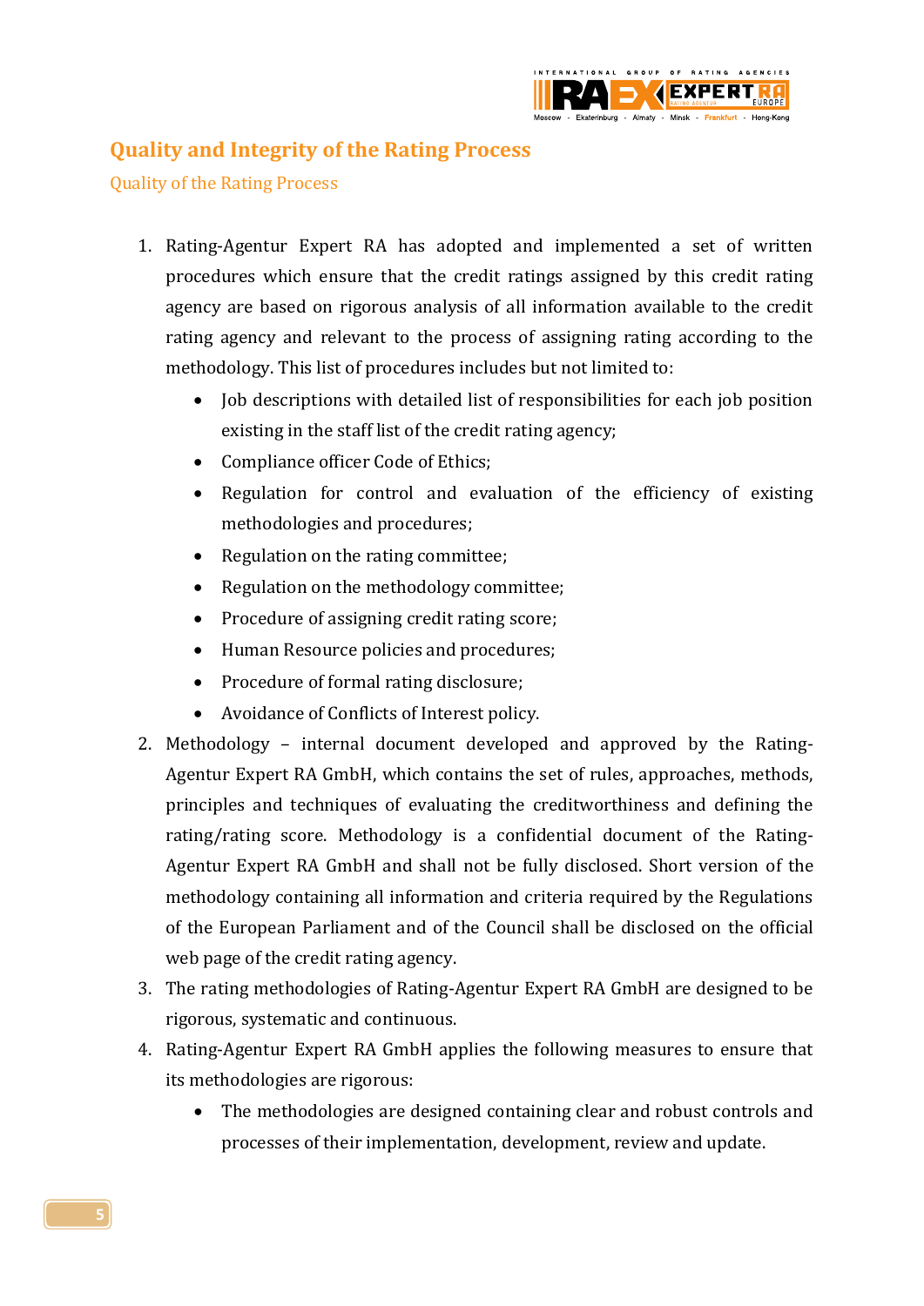# Quality and Integrity of the Rating Process

## Quality of the Rating Process

1. Rating-Agentur Expert RA has adopted and implemented a set of written procedures which ensure that the credit ratings assigned by this credit rating agency are based on rigorous analysis of all information available to the credit rating agency and relevant to the process of assigning rating according to the methodology. This list of procedures includes but not limited to:
    - Job descriptions with detailed list of responsibilities for each job position existing in the staff list of the credit rating agency;
    - Compliance officer Code of Ethics;
    - Regulation for control and evaluation of the efficiency of existing methodologies and procedures;
    - Regulation on the rating committee;
    - Regulation on the methodology committee;
    - Procedure of assigning credit rating score;
    - Human Resource policies and procedures;
    - Procedure of formal rating disclosure;
    - Avoidance of Conflicts of Interest policy.
2. Methodology – internal document developed and approved by the Rating-Agentur Expert RA GmbH, which contains the set of rules, approaches, methods, principles and techniques of evaluating the creditworthiness and defining the rating/rating score. Methodology is a confidential document of the Rating-Agentur Expert RA GmbH and shall not be fully disclosed. Short version of the methodology containing all information and criteria required by the Regulations of the European Parliament and of the Council shall be disclosed on the official web page of the credit rating agency.
3. The rating methodologies of Rating-Agentur Expert RA GmbH are designed to be rigorous, systematic and continuous.
4. Rating-Agentur Expert RA GmbH applies the following measures to ensure that its methodologies are rigorous:
    - The methodologies are designed containing clear and robust controls and processes of their implementation, development, review and update.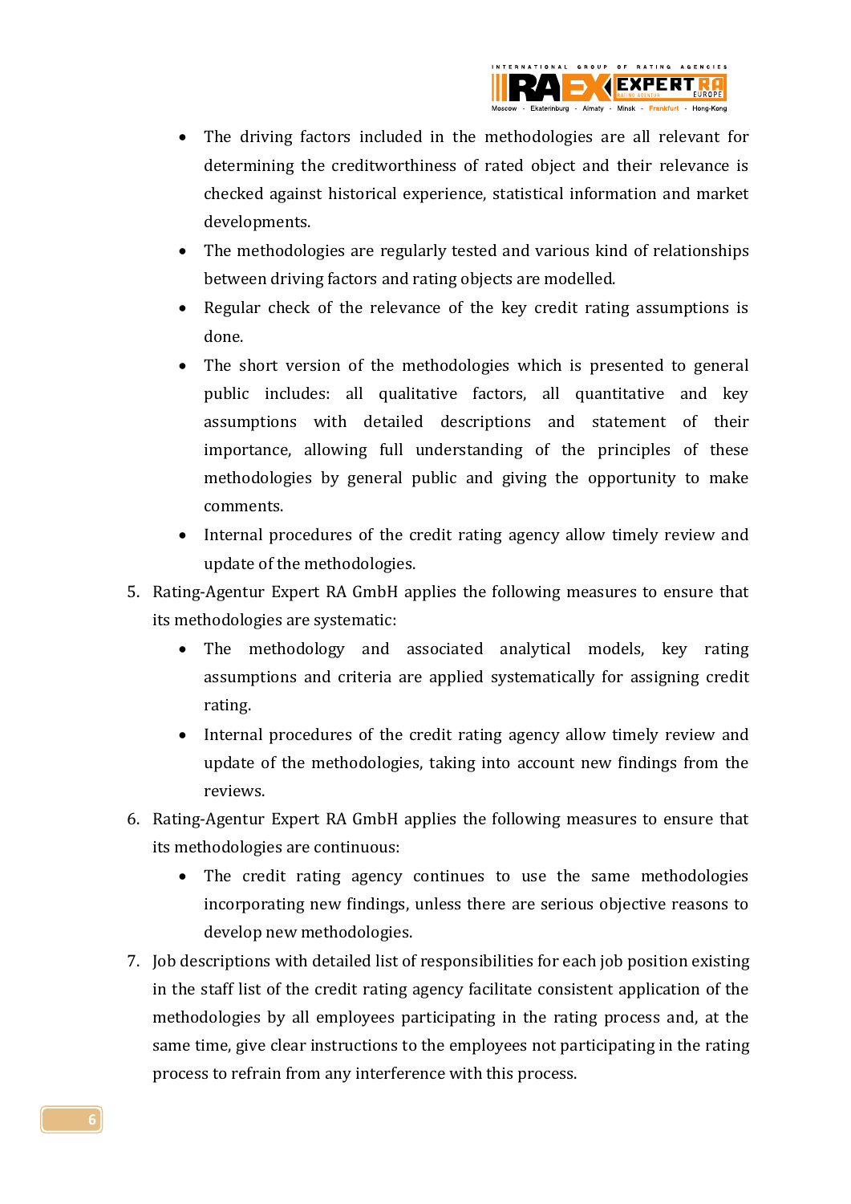- The driving factors included in the methodologies are all relevant for determining the creditworthiness of rated object and their relevance is checked against historical experience, statistical information and market developments.
- The methodologies are regularly tested and various kind of relationships between driving factors and rating objects are modelled.
- Regular check of the relevance of the key credit rating assumptions is done.
- The short version of the methodologies which is presented to general public includes: all qualitative factors, all quantitative and key assumptions with detailed descriptions and statement of their importance, allowing full understanding of the principles of these methodologies by general public and giving the opportunity to make comments.
- Internal procedures of the credit rating agency allow timely review and update of the methodologies.

5. Rating-Agentur Expert RA GmbH applies the following measures to ensure that its methodologies are systematic:
   - The methodology and associated analytical models, key rating assumptions and criteria are applied systematically for assigning credit rating.
   - Internal procedures of the credit rating agency allow timely review and update of the methodologies, taking into account new findings from the reviews.
6. Rating-Agentur Expert RA GmbH applies the following measures to ensure that its methodologies are continuous:
   - The credit rating agency continues to use the same methodologies incorporating new findings, unless there are serious objective reasons to develop new methodologies.
7. Job descriptions with detailed list of responsibilities for each job position existing in the staff list of the credit rating agency facilitate consistent application of the methodologies by all employees participating in the rating process and, at the same time, give clear instructions to the employees not participating in the rating process to refrain from any interference with this process.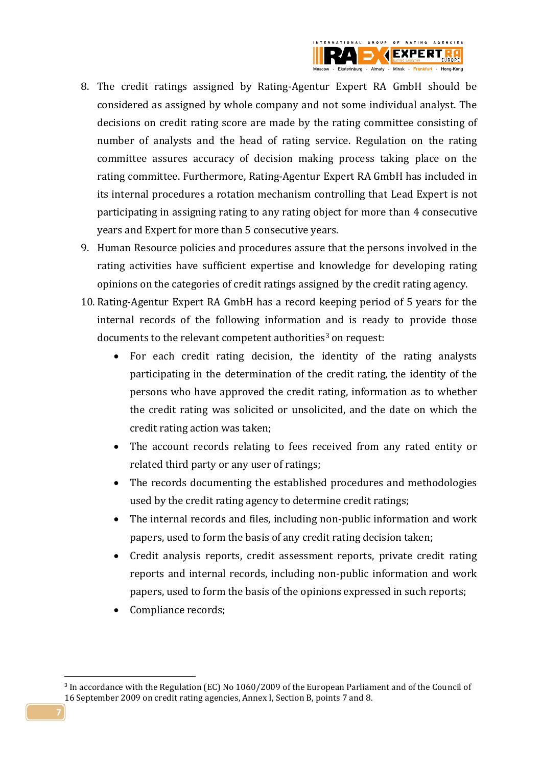8. The credit ratings assigned by Rating-Agentur Expert RA GmbH should be considered as assigned by whole company and not some individual analyst. The decisions on credit rating score are made by the rating committee consisting of number of analysts and the head of rating service. Regulation on the rating committee assures accuracy of decision making process taking place on the rating committee. Furthermore, Rating-Agentur Expert RA GmbH has included in its internal procedures a rotation mechanism controlling that Lead Expert is not participating in assigning rating to any rating object for more than 4 consecutive years and Expert for more than 5 consecutive years.
9. Human Resource policies and procedures assure that the persons involved in the rating activities have sufficient expertise and knowledge for developing rating opinions on the categories of credit ratings assigned by the credit rating agency.
10. Rating-Agentur Expert RA GmbH has a record keeping period of 5 years for the internal records of the following information and is ready to provide those documents to the relevant competent authorities[3] on request:
    - For each credit rating decision, the identity of the rating analysts participating in the determination of the credit rating, the identity of the persons who have approved the credit rating, information as to whether the credit rating was solicited or unsolicited, and the date on which the credit rating action was taken;
    - The account records relating to fees received from any rated entity or related third party or any user of ratings;
    - The records documenting the established procedures and methodologies used by the credit rating agency to determine credit ratings;
    - The internal records and files, including non-public information and work papers, used to form the basis of any credit rating decision taken;
    - Credit analysis reports, credit assessment reports, private credit rating reports and internal records, including non-public information and work papers, used to form the basis of the opinions expressed in such reports;
    - Compliance records;

[3] In accordance with the Regulation (EC) No 1060/2009 of the European Parliament and of the Council of 16 September 2009 on credit rating agencies, Annex I, Section B, points 7 and 8.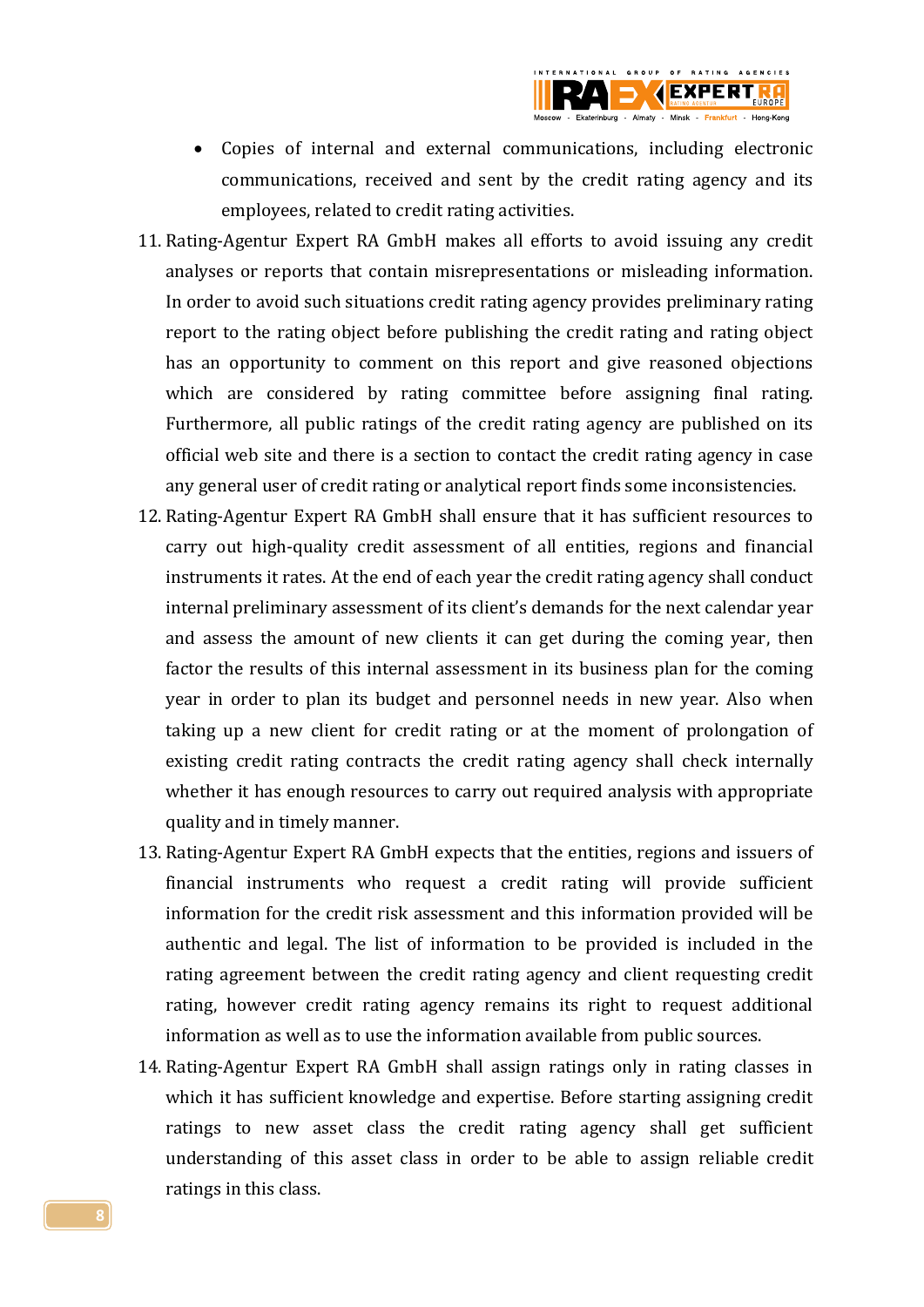- Copies of internal and external communications, including electronic communications, received and sent by the credit rating agency and its employees, related to credit rating activities.

11. Rating-Agentur Expert RA GmbH makes all efforts to avoid issuing any credit analyses or reports that contain misrepresentations or misleading information. In order to avoid such situations credit rating agency provides preliminary rating report to the rating object before publishing the credit rating and rating object has an opportunity to comment on this report and give reasoned objections which are considered by rating committee before assigning final rating. Furthermore, all public ratings of the credit rating agency are published on its official web site and there is a section to contact the credit rating agency in case any general user of credit rating or analytical report finds some inconsistencies.
12. Rating-Agentur Expert RA GmbH shall ensure that it has sufficient resources to carry out high-quality credit assessment of all entities, regions and financial instruments it rates. At the end of each year the credit rating agency shall conduct internal preliminary assessment of its client's demands for the next calendar year and assess the amount of new clients it can get during the coming year, then factor the results of this internal assessment in its business plan for the coming year in order to plan its budget and personnel needs in new year. Also when taking up a new client for credit rating or at the moment of prolongation of existing credit rating contracts the credit rating agency shall check internally whether it has enough resources to carry out required analysis with appropriate quality and in timely manner.
13. Rating-Agentur Expert RA GmbH expects that the entities, regions and issuers of financial instruments who request a credit rating will provide sufficient information for the credit risk assessment and this information provided will be authentic and legal. The list of information to be provided is included in the rating agreement between the credit rating agency and client requesting credit rating, however credit rating agency remains its right to request additional information as well as to use the information available from public sources.
14. Rating-Agentur Expert RA GmbH shall assign ratings only in rating classes in which it has sufficient knowledge and expertise. Before starting assigning credit ratings to new asset class the credit rating agency shall get sufficient understanding of this asset class in order to be able to assign reliable credit ratings in this class.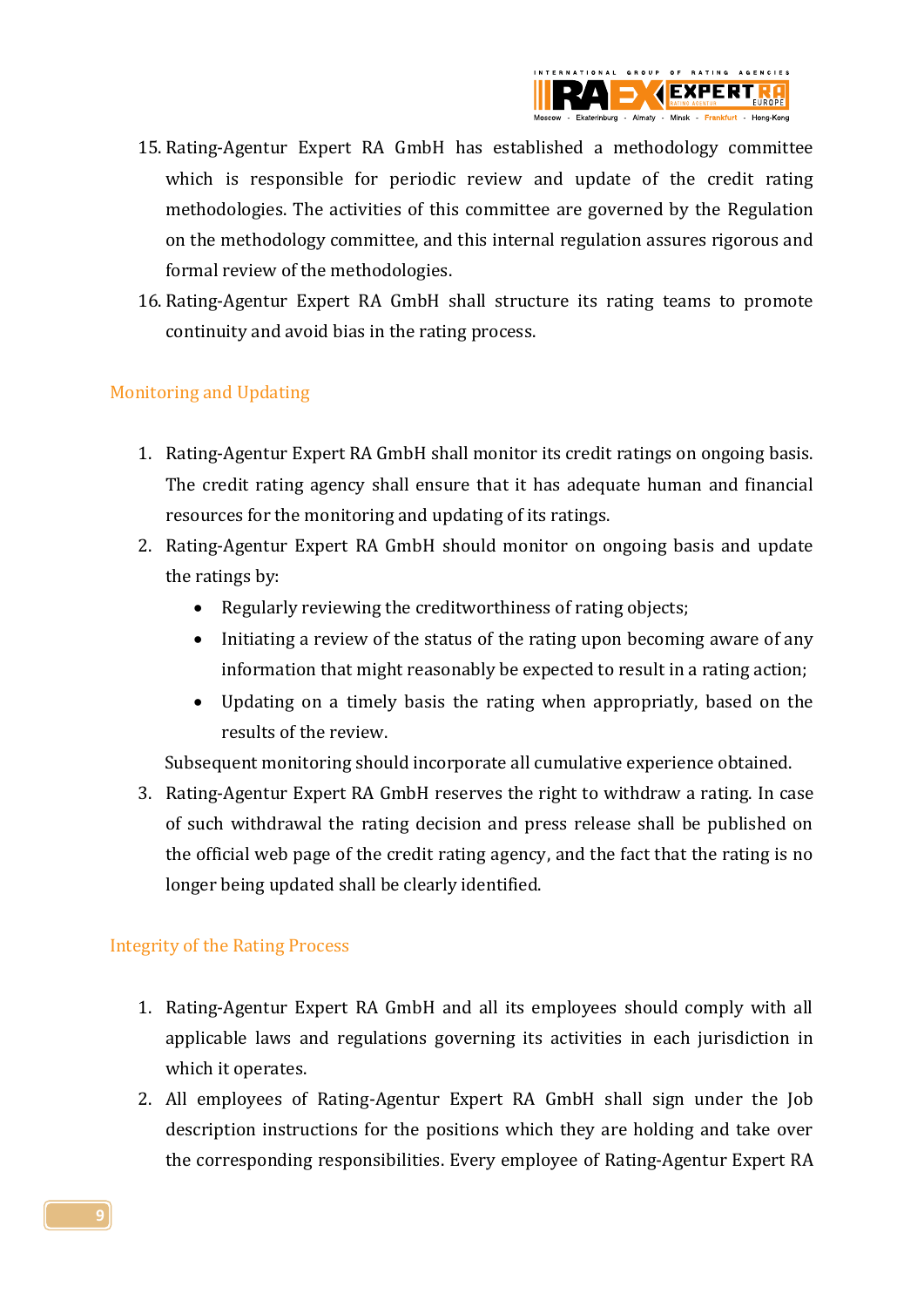15. Rating-Agentur Expert RA GmbH has established a methodology committee which is responsible for periodic review and update of the credit rating methodologies. The activities of this committee are governed by the Regulation on the methodology committee, and this internal regulation assures rigorous and formal review of the methodologies.
16. Rating-Agentur Expert RA GmbH shall structure its rating teams to promote continuity and avoid bias in the rating process.

## Monitoring and Updating

1. Rating-Agentur Expert RA GmbH shall monitor its credit ratings on ongoing basis. The credit rating agency shall ensure that it has adequate human and financial resources for the monitoring and updating of its ratings.
2. Rating-Agentur Expert RA GmbH should monitor on ongoing basis and update the ratings by:
   - Regularly reviewing the creditworthiness of rating objects;
   - Initiating a review of the status of the rating upon becoming aware of any information that might reasonably be expected to result in a rating action;
   - Updating on a timely basis the rating when appropriatly, based on the results of the review.

   Subsequent monitoring should incorporate all cumulative experience obtained.
3. Rating-Agentur Expert RA GmbH reserves the right to withdraw a rating. In case of such withdrawal the rating decision and press release shall be published on the official web page of the credit rating agency, and the fact that the rating is no longer being updated shall be clearly identified.

## Integrity of the Rating Process

1. Rating-Agentur Expert RA GmbH and all its employees should comply with all applicable laws and regulations governing its activities in each jurisdiction in which it operates.
2. All employees of Rating-Agentur Expert RA GmbH shall sign under the Job description instructions for the positions which they are holding and take over the corresponding responsibilities. Every employee of Rating-Agentur Expert RA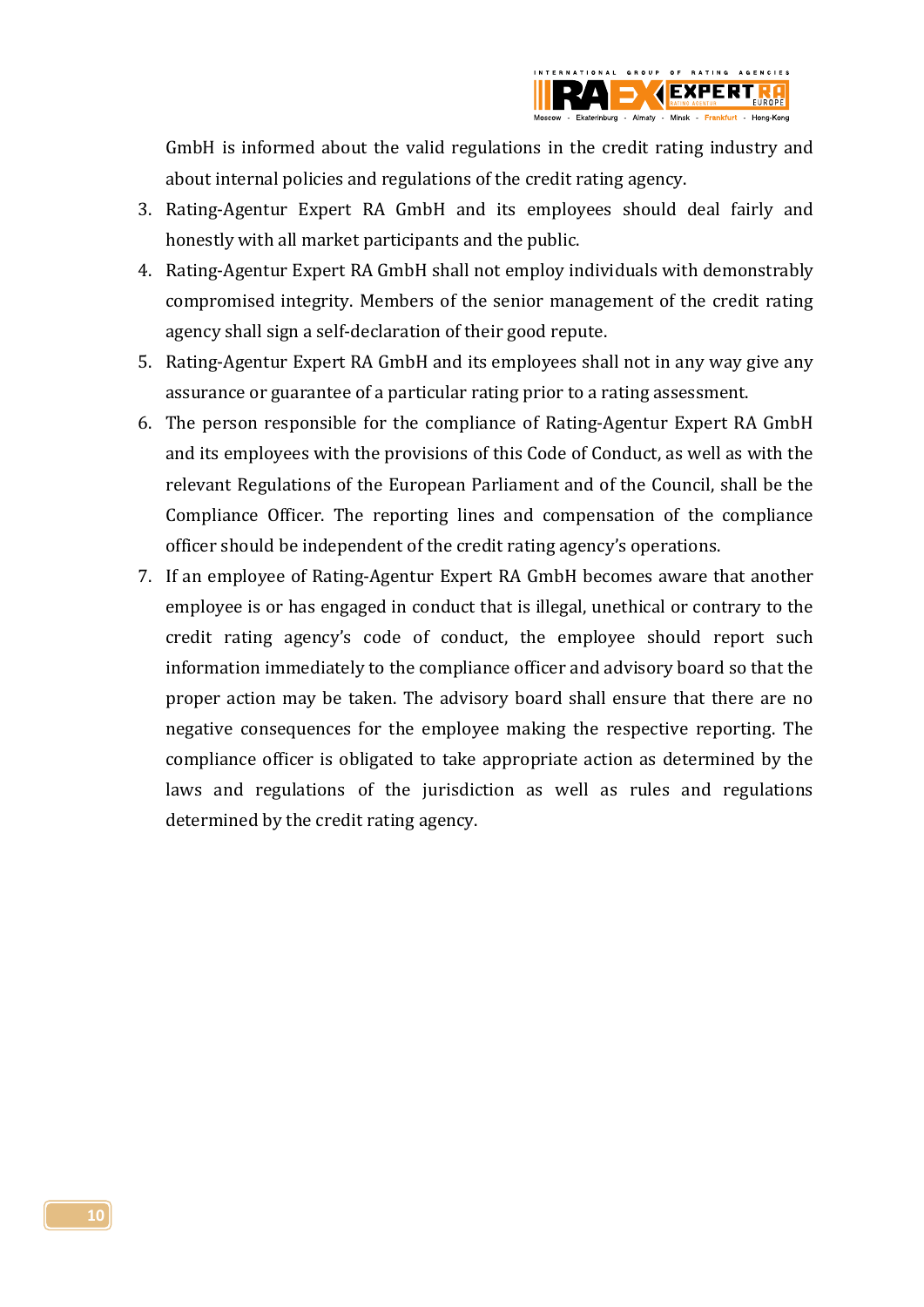GmbH is informed about the valid regulations in the credit rating industry and about internal policies and regulations of the credit rating agency.

3. Rating-Agentur Expert RA GmbH and its employees should deal fairly and honestly with all market participants and the public.
4. Rating-Agentur Expert RA GmbH shall not employ individuals with demonstrably compromised integrity. Members of the senior management of the credit rating agency shall sign a self-declaration of their good repute.
5. Rating-Agentur Expert RA GmbH and its employees shall not in any way give any assurance or guarantee of a particular rating prior to a rating assessment.
6. The person responsible for the compliance of Rating-Agentur Expert RA GmbH and its employees with the provisions of this Code of Conduct, as well as with the relevant Regulations of the European Parliament and of the Council, shall be the Compliance Officer. The reporting lines and compensation of the compliance officer should be independent of the credit rating agency's operations.
7. If an employee of Rating-Agentur Expert RA GmbH becomes aware that another employee is or has engaged in conduct that is illegal, unethical or contrary to the credit rating agency's code of conduct, the employee should report such information immediately to the compliance officer and advisory board so that the proper action may be taken. The advisory board shall ensure that there are no negative consequences for the employee making the respective reporting. The compliance officer is obligated to take appropriate action as determined by the laws and regulations of the jurisdiction as well as rules and regulations determined by the credit rating agency.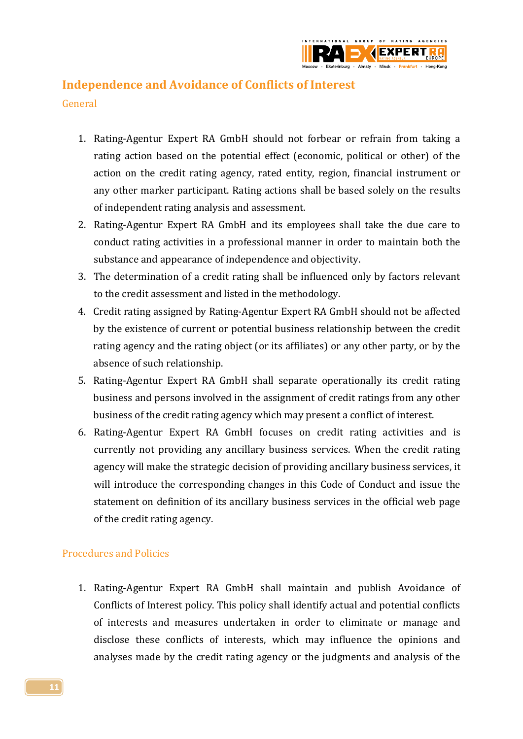## Independence and Avoidance of Conflicts of Interest

### General

1. Rating-Agentur Expert RA GmbH should not forbear or refrain from taking a rating action based on the potential effect (economic, political or other) of the action on the credit rating agency, rated entity, region, financial instrument or any other marker participant. Rating actions shall be based solely on the results of independent rating analysis and assessment.
2. Rating-Agentur Expert RA GmbH and its employees shall take the due care to conduct rating activities in a professional manner in order to maintain both the substance and appearance of independence and objectivity.
3. The determination of a credit rating shall be influenced only by factors relevant to the credit assessment and listed in the methodology.
4. Credit rating assigned by Rating-Agentur Expert RA GmbH should not be affected by the existence of current or potential business relationship between the credit rating agency and the rating object (or its affiliates) or any other party, or by the absence of such relationship.
5. Rating-Agentur Expert RA GmbH shall separate operationally its credit rating business and persons involved in the assignment of credit ratings from any other business of the credit rating agency which may present a conflict of interest.
6. Rating-Agentur Expert RA GmbH focuses on credit rating activities and is currently not providing any ancillary business services. When the credit rating agency will make the strategic decision of providing ancillary business services, it will introduce the corresponding changes in this Code of Conduct and issue the statement on definition of its ancillary business services in the official web page of the credit rating agency.

### Procedures and Policies

1. Rating-Agentur Expert RA GmbH shall maintain and publish Avoidance of Conflicts of Interest policy. This policy shall identify actual and potential conflicts of interests and measures undertaken in order to eliminate or manage and disclose these conflicts of interests, which may influence the opinions and analyses made by the credit rating agency or the judgments and analysis of the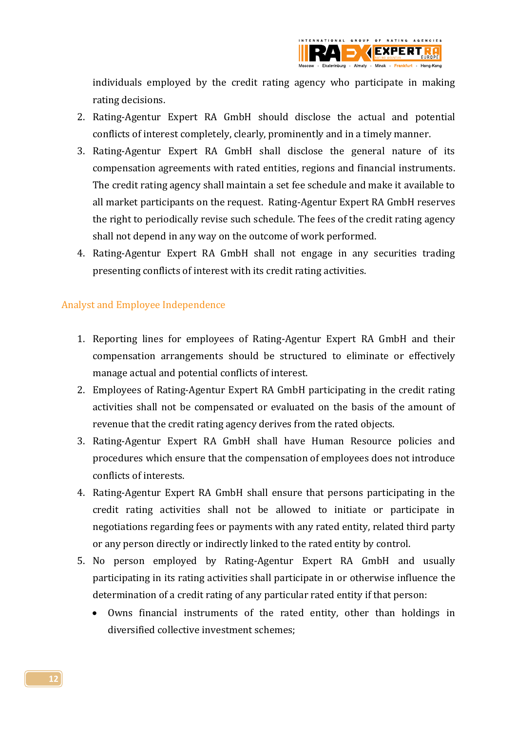individuals employed by the credit rating agency who participate in making rating decisions.

2. Rating-Agentur Expert RA GmbH should disclose the actual and potential conflicts of interest completely, clearly, prominently and in a timely manner.
3. Rating-Agentur Expert RA GmbH shall disclose the general nature of its compensation agreements with rated entities, regions and financial instruments. The credit rating agency shall maintain a set fee schedule and make it available to all market participants on the request. Rating-Agentur Expert RA GmbH reserves the right to periodically revise such schedule. The fees of the credit rating agency shall not depend in any way on the outcome of work performed.
4. Rating-Agentur Expert RA GmbH shall not engage in any securities trading presenting conflicts of interest with its credit rating activities.

## Analyst and Employee Independence

1. Reporting lines for employees of Rating-Agentur Expert RA GmbH and their compensation arrangements should be structured to eliminate or effectively manage actual and potential conflicts of interest.
2. Employees of Rating-Agentur Expert RA GmbH participating in the credit rating activities shall not be compensated or evaluated on the basis of the amount of revenue that the credit rating agency derives from the rated objects.
3. Rating-Agentur Expert RA GmbH shall have Human Resource policies and procedures which ensure that the compensation of employees does not introduce conflicts of interests.
4. Rating-Agentur Expert RA GmbH shall ensure that persons participating in the credit rating activities shall not be allowed to initiate or participate in negotiations regarding fees or payments with any rated entity, related third party or any person directly or indirectly linked to the rated entity by control.
5. No person employed by Rating-Agentur Expert RA GmbH and usually participating in its rating activities shall participate in or otherwise influence the determination of a credit rating of any particular rated entity if that person:
   - Owns financial instruments of the rated entity, other than holdings in diversified collective investment schemes;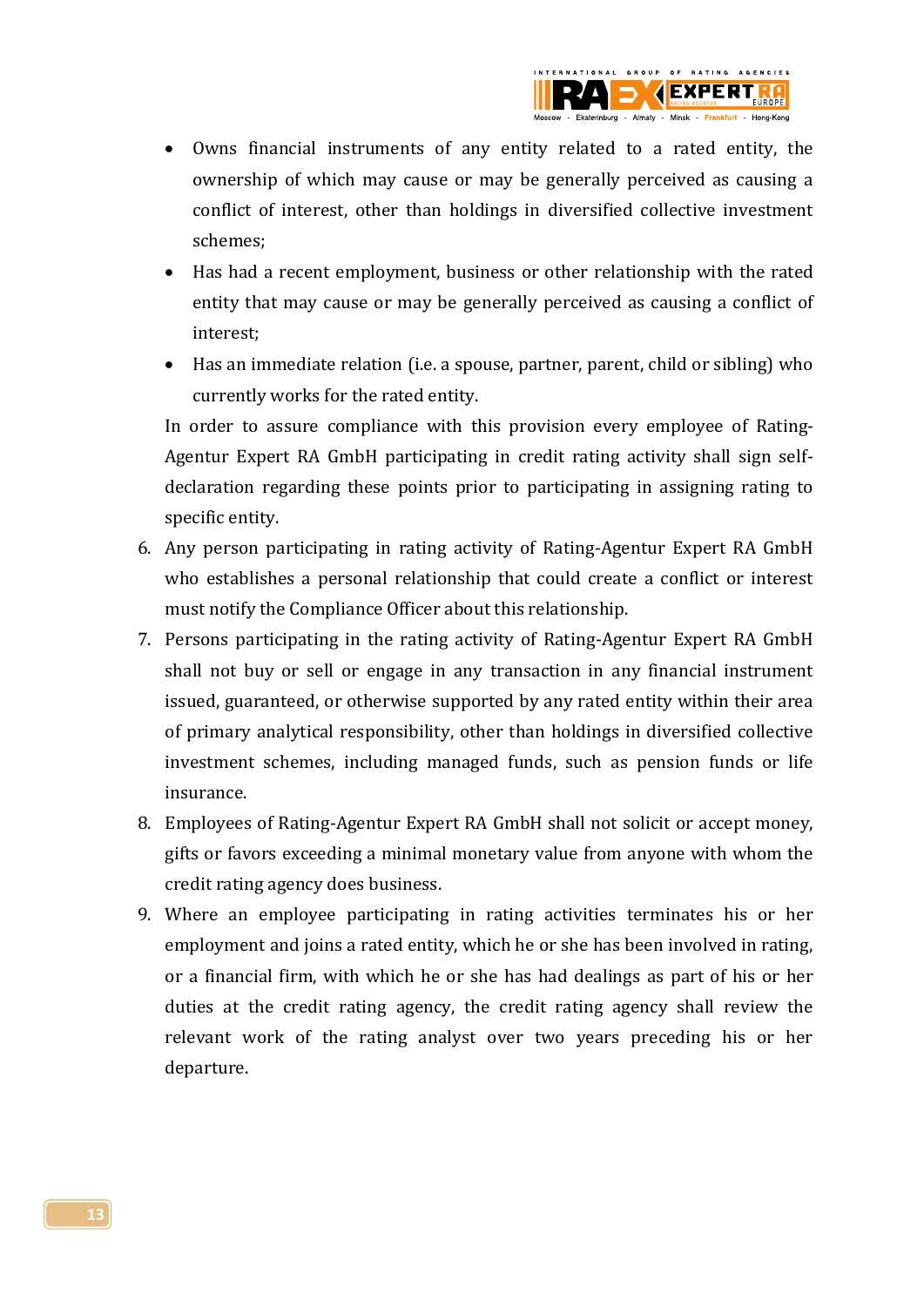- Owns financial instruments of any entity related to a rated entity, the ownership of which may cause or may be generally perceived as causing a conflict of interest, other than holdings in diversified collective investment schemes;
- Has had a recent employment, business or other relationship with the rated entity that may cause or may be generally perceived as causing a conflict of interest;
- Has an immediate relation (i.e. a spouse, partner, parent, child or sibling) who currently works for the rated entity.

In order to assure compliance with this provision every employee of Rating-Agentur Expert RA GmbH participating in credit rating activity shall sign self-declaration regarding these points prior to participating in assigning rating to specific entity.

6. Any person participating in rating activity of Rating-Agentur Expert RA GmbH who establishes a personal relationship that could create a conflict or interest must notify the Compliance Officer about this relationship.
7. Persons participating in the rating activity of Rating-Agentur Expert RA GmbH shall not buy or sell or engage in any transaction in any financial instrument issued, guaranteed, or otherwise supported by any rated entity within their area of primary analytical responsibility, other than holdings in diversified collective investment schemes, including managed funds, such as pension funds or life insurance.
8. Employees of Rating-Agentur Expert RA GmbH shall not solicit or accept money, gifts or favors exceeding a minimal monetary value from anyone with whom the credit rating agency does business.
9. Where an employee participating in rating activities terminates his or her employment and joins a rated entity, which he or she has been involved in rating, or a financial firm, with which he or she has had dealings as part of his or her duties at the credit rating agency, the credit rating agency shall review the relevant work of the rating analyst over two years preceding his or her departure.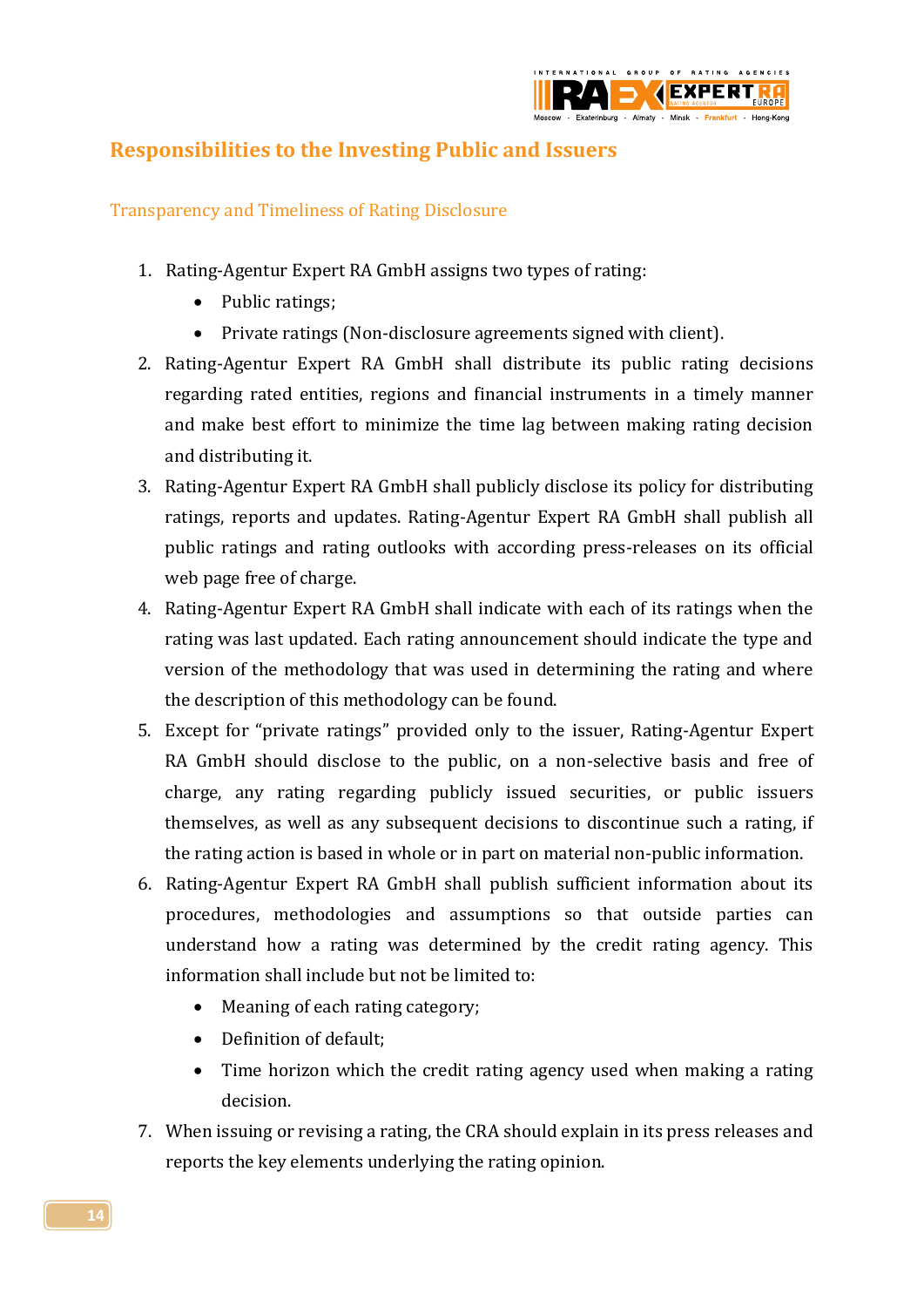## Responsibilities to the Investing Public and Issuers

### Transparency and Timeliness of Rating Disclosure

1. Rating-Agentur Expert RA GmbH assigns two types of rating:
   - Public ratings;
   - Private ratings (Non-disclosure agreements signed with client).
2. Rating-Agentur Expert RA GmbH shall distribute its public rating decisions regarding rated entities, regions and financial instruments in a timely manner and make best effort to minimize the time lag between making rating decision and distributing it.
3. Rating-Agentur Expert RA GmbH shall publicly disclose its policy for distributing ratings, reports and updates. Rating-Agentur Expert RA GmbH shall publish all public ratings and rating outlooks with according press-releases on its official web page free of charge.
4. Rating-Agentur Expert RA GmbH shall indicate with each of its ratings when the rating was last updated. Each rating announcement should indicate the type and version of the methodology that was used in determining the rating and where the description of this methodology can be found.
5. Except for "private ratings" provided only to the issuer, Rating-Agentur Expert RA GmbH should disclose to the public, on a non-selective basis and free of charge, any rating regarding publicly issued securities, or public issuers themselves, as well as any subsequent decisions to discontinue such a rating, if the rating action is based in whole or in part on material non-public information.
6. Rating-Agentur Expert RA GmbH shall publish sufficient information about its procedures, methodologies and assumptions so that outside parties can understand how a rating was determined by the credit rating agency. This information shall include but not be limited to:
   - Meaning of each rating category;
   - Definition of default;
   - Time horizon which the credit rating agency used when making a rating decision.
7. When issuing or revising a rating, the CRA should explain in its press releases and reports the key elements underlying the rating opinion.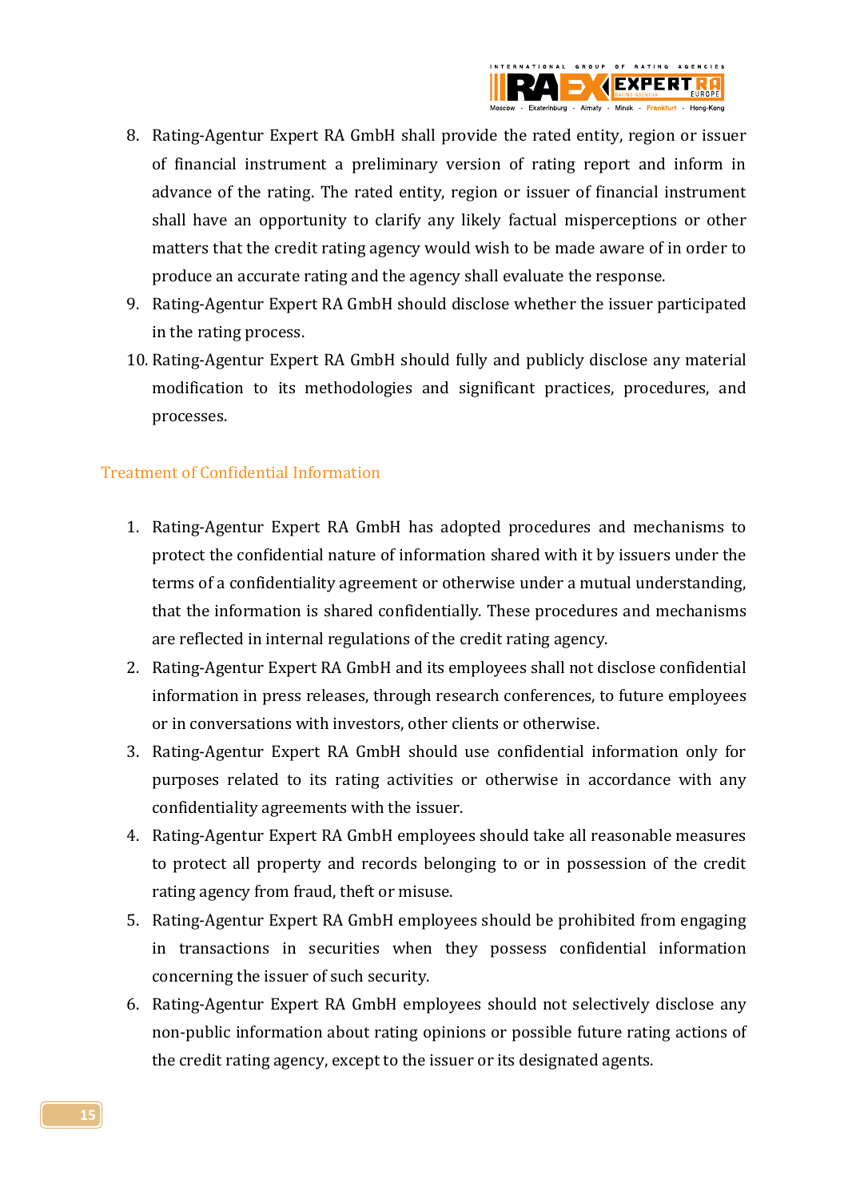8. Rating-Agentur Expert RA GmbH shall provide the rated entity, region or issuer of financial instrument a preliminary version of rating report and inform in advance of the rating. The rated entity, region or issuer of financial instrument shall have an opportunity to clarify any likely factual misperceptions or other matters that the credit rating agency would wish to be made aware of in order to produce an accurate rating and the agency shall evaluate the response.
9. Rating-Agentur Expert RA GmbH should disclose whether the issuer participated in the rating process.
10. Rating-Agentur Expert RA GmbH should fully and publicly disclose any material modification to its methodologies and significant practices, procedures, and processes.

## Treatment of Confidential Information

1. Rating-Agentur Expert RA GmbH has adopted procedures and mechanisms to protect the confidential nature of information shared with it by issuers under the terms of a confidentiality agreement or otherwise under a mutual understanding, that the information is shared confidentially. These procedures and mechanisms are reflected in internal regulations of the credit rating agency.
2. Rating-Agentur Expert RA GmbH and its employees shall not disclose confidential information in press releases, through research conferences, to future employees or in conversations with investors, other clients or otherwise.
3. Rating-Agentur Expert RA GmbH should use confidential information only for purposes related to its rating activities or otherwise in accordance with any confidentiality agreements with the issuer.
4. Rating-Agentur Expert RA GmbH employees should take all reasonable measures to protect all property and records belonging to or in possession of the credit rating agency from fraud, theft or misuse.
5. Rating-Agentur Expert RA GmbH employees should be prohibited from engaging in transactions in securities when they possess confidential information concerning the issuer of such security.
6. Rating-Agentur Expert RA GmbH employees should not selectively disclose any non-public information about rating opinions or possible future rating actions of the credit rating agency, except to the issuer or its designated agents.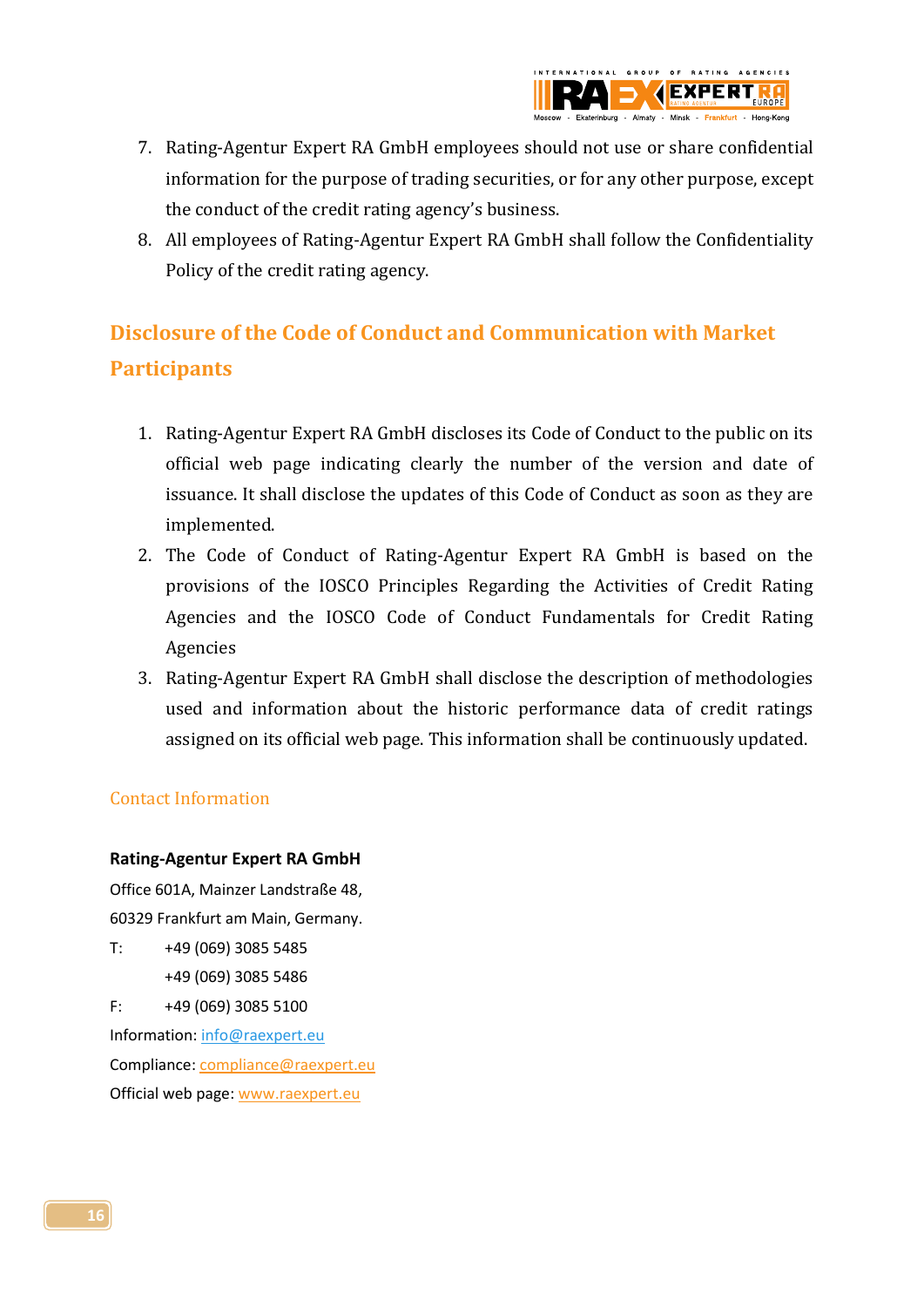7. Rating-Agentur Expert RA GmbH employees should not use or share confidential information for the purpose of trading securities, or for any other purpose, except the conduct of the credit rating agency's business.
8. All employees of Rating-Agentur Expert RA GmbH shall follow the Confidentiality Policy of the credit rating agency.

## Disclosure of the Code of Conduct and Communication with Market Participants

1. Rating-Agentur Expert RA GmbH discloses its Code of Conduct to the public on its official web page indicating clearly the number of the version and date of issuance. It shall disclose the updates of this Code of Conduct as soon as they are implemented.
2. The Code of Conduct of Rating-Agentur Expert RA GmbH is based on the provisions of the IOSCO Principles Regarding the Activities of Credit Rating Agencies and the IOSCO Code of Conduct Fundamentals for Credit Rating Agencies
3. Rating-Agentur Expert RA GmbH shall disclose the description of methodologies used and information about the historic performance data of credit ratings assigned on its official web page. This information shall be continuously updated.

### Contact Information

**Rating-Agentur Expert RA GmbH**

Office 601A, Mainzer Landstraße 48,

60329 Frankfurt am Main, Germany.

T: +49 (069) 3085 5485

+49 (069) 3085 5486

F: +49 (069) 3085 5100

Information: info@raexpert.eu

Compliance: compliance@raexpert.eu

Official web page: www.raexpert.eu